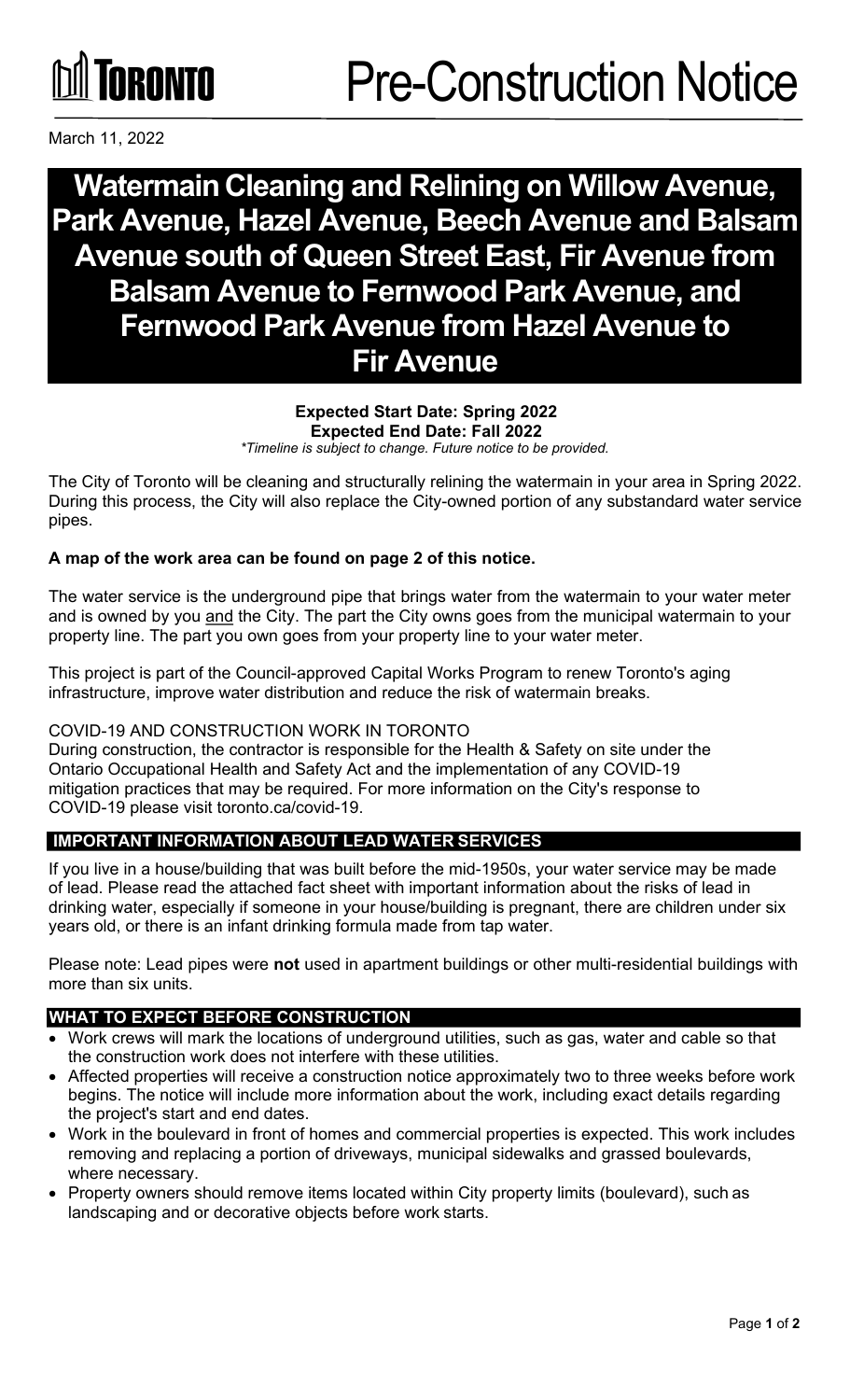TORONTO

# Pre-Construction Notice

March 11, 2022

# Watermain Cleaning and Relining on Willow Avenue, Park Avenue, Hazel Avenue, Beech Avenue and Balsam Avenue south of Queen Street East, Fir Avenue from Balsam Avenue to Fernwood Park Avenue, and Fernwood Park Avenue from Hazel Avenue to Fir Avenue

**Expected Start Date: Spring 2022**
**Expected End Date: Fall 2022**
*\*Timeline is subject to change. Future notice to be provided.*

The City of Toronto will be cleaning and structurally relining the watermain in your area in Spring 2022. During this process, the City will also replace the City-owned portion of any substandard water service pipes.

**A map of the work area can be found on page 2 of this notice.**

The water service is the underground pipe that brings water from the watermain to your water meter and is owned by you and the City. The part the City owns goes from the municipal watermain to your property line. The part you own goes from your property line to your water meter.

This project is part of the Council-approved Capital Works Program to renew Toronto's aging infrastructure, improve water distribution and reduce the risk of watermain breaks.

COVID-19 AND CONSTRUCTION WORK IN TORONTO
During construction, the contractor is responsible for the Health & Safety on site under the Ontario Occupational Health and Safety Act and the implementation of any COVID-19 mitigation practices that may be required. For more information on the City's response to COVID-19 please visit toronto.ca/covid-19.

## IMPORTANT INFORMATION ABOUT LEAD WATER SERVICES

If you live in a house/building that was built before the mid-1950s, your water service may be made of lead. Please read the attached fact sheet with important information about the risks of lead in drinking water, especially if someone in your house/building is pregnant, there are children under six years old, or there is an infant drinking formula made from tap water.

Please note: Lead pipes were **not** used in apartment buildings or other multi-residential buildings with more than six units.

## WHAT TO EXPECT BEFORE CONSTRUCTION

- Work crews will mark the locations of underground utilities, such as gas, water and cable so that the construction work does not interfere with these utilities.
- Affected properties will receive a construction notice approximately two to three weeks before work begins. The notice will include more information about the work, including exact details regarding the project's start and end dates.
- Work in the boulevard in front of homes and commercial properties is expected. This work includes removing and replacing a portion of driveways, municipal sidewalks and grassed boulevards, where necessary.
- Property owners should remove items located within City property limits (boulevard), such as landscaping and or decorative objects before work starts.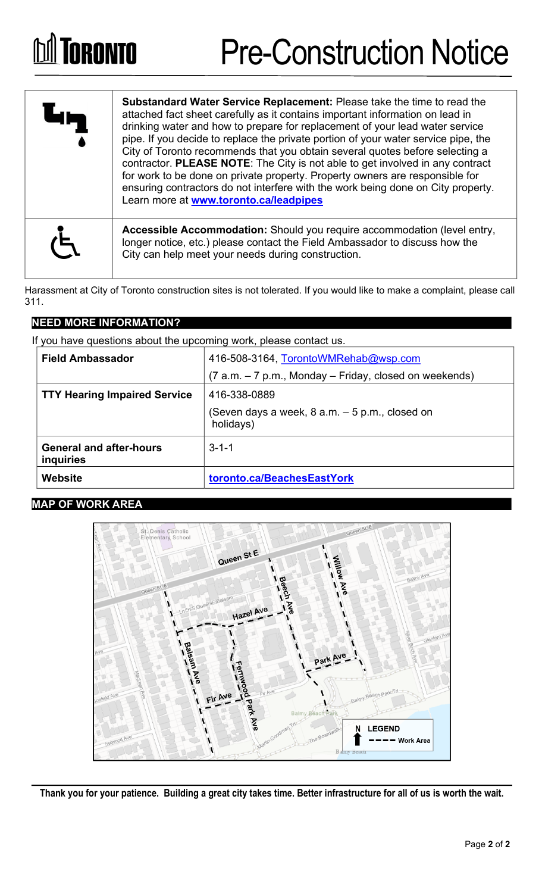# Pre-Construction Notice

| | |
|---|---|
| | **Substandard Water Service Replacement:** Please take the time to read the attached fact sheet carefully as it contains important information on lead in drinking water and how to prepare for replacement of your lead water service pipe. If you decide to replace the private portion of your water service pipe, the City of Toronto recommends that you obtain several quotes before selecting a contractor. **PLEASE NOTE**: The City is not able to get involved in any contract for work to be done on private property. Property owners are responsible for ensuring contractors do not interfere with the work being done on City property. Learn more at **www.toronto.ca/leadpipes** |
| | **Accessible Accommodation:** Should you require accommodation (level entry, longer notice, etc.) please contact the Field Ambassador to discuss how the City can help meet your needs during construction. |

Harassment at City of Toronto construction sites is not tolerated. If you would like to make a complaint, please call 311.

## NEED MORE INFORMATION?

If you have questions about the upcoming work, please contact us.

| | |
|---|---|
| **Field Ambassador** | 416-508-3164, TorontoWMRehab@wsp.com<br>(7 a.m. – 7 p.m., Monday – Friday, closed on weekends) |
| **TTY Hearing Impaired Service** | 416-338-0889<br>(Seven days a week, 8 a.m. – 5 p.m., closed on holidays) |
| **General and after-hours inquiries** | 3-1-1 |
| **Website** | **toronto.ca/BeachesEastYork** |

## MAP OF WORK AREA

Queen St E
Willow Ave
Beech Ave
Hazel Ave
Balsam Ave
Fernwood Park Ave
Fir Ave
Park Ave
Balmy Beach Park
St. Denis Catholic Elementary School
LEGEND
Work Area

**Thank you for your patience. Building a great city takes time. Better infrastructure for all of us is worth the wait.**